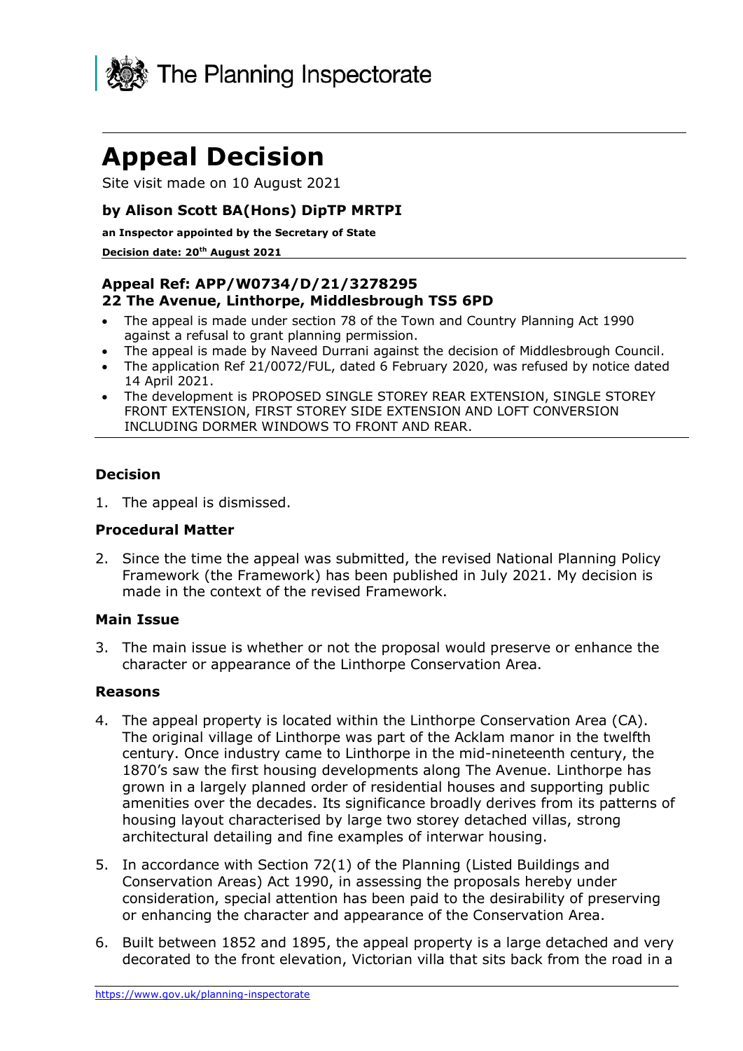The Planning Inspectorate

# Appeal Decision

Site visit made on 10 August 2021

### by Alison Scott BA(Hons) DipTP MRTPI

**an Inspector appointed by the Secretary of State**

**Decision date: 20th August 2021**

**Appeal Ref: APP/W0734/D/21/3278295**
**22 The Avenue, Linthorpe, Middlesbrough TS5 6PD**

- The appeal is made under section 78 of the Town and Country Planning Act 1990 against a refusal to grant planning permission.
- The appeal is made by Naveed Durrani against the decision of Middlesbrough Council.
- The application Ref 21/0072/FUL, dated 6 February 2020, was refused by notice dated 14 April 2021.
- The development is PROPOSED SINGLE STOREY REAR EXTENSION, SINGLE STOREY FRONT EXTENSION, FIRST STOREY SIDE EXTENSION AND LOFT CONVERSION INCLUDING DORMER WINDOWS TO FRONT AND REAR.

## Decision

1. The appeal is dismissed.

## Procedural Matter

2. Since the time the appeal was submitted, the revised National Planning Policy Framework (the Framework) has been published in July 2021. My decision is made in the context of the revised Framework.

## Main Issue

3. The main issue is whether or not the proposal would preserve or enhance the character or appearance of the Linthorpe Conservation Area.

## Reasons

4. The appeal property is located within the Linthorpe Conservation Area (CA). The original village of Linthorpe was part of the Acklam manor in the twelfth century. Once industry came to Linthorpe in the mid-nineteenth century, the 1870's saw the first housing developments along The Avenue. Linthorpe has grown in a largely planned order of residential houses and supporting public amenities over the decades. Its significance broadly derives from its patterns of housing layout characterised by large two storey detached villas, strong architectural detailing and fine examples of interwar housing.

5. In accordance with Section 72(1) of the Planning (Listed Buildings and Conservation Areas) Act 1990, in assessing the proposals hereby under consideration, special attention has been paid to the desirability of preserving or enhancing the character and appearance of the Conservation Area.

6. Built between 1852 and 1895, the appeal property is a large detached and very decorated to the front elevation, Victorian villa that sits back from the road in a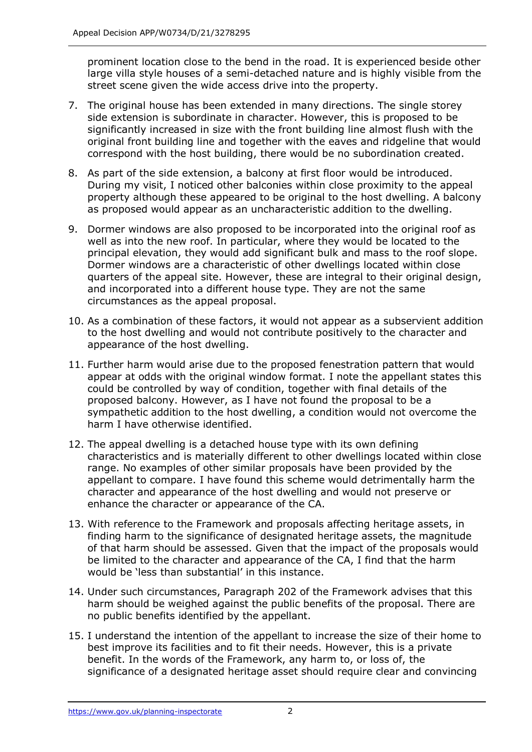prominent location close to the bend in the road. It is experienced beside other large villa style houses of a semi-detached nature and is highly visible from the street scene given the wide access drive into the property.

7. The original house has been extended in many directions. The single storey side extension is subordinate in character. However, this is proposed to be significantly increased in size with the front building line almost flush with the original front building line and together with the eaves and ridgeline that would correspond with the host building, there would be no subordination created.

8. As part of the side extension, a balcony at first floor would be introduced. During my visit, I noticed other balconies within close proximity to the appeal property although these appeared to be original to the host dwelling. A balcony as proposed would appear as an uncharacteristic addition to the dwelling.

9. Dormer windows are also proposed to be incorporated into the original roof as well as into the new roof. In particular, where they would be located to the principal elevation, they would add significant bulk and mass to the roof slope. Dormer windows are a characteristic of other dwellings located within close quarters of the appeal site. However, these are integral to their original design, and incorporated into a different house type. They are not the same circumstances as the appeal proposal.

10. As a combination of these factors, it would not appear as a subservient addition to the host dwelling and would not contribute positively to the character and appearance of the host dwelling.

11. Further harm would arise due to the proposed fenestration pattern that would appear at odds with the original window format. I note the appellant states this could be controlled by way of condition, together with final details of the proposed balcony. However, as I have not found the proposal to be a sympathetic addition to the host dwelling, a condition would not overcome the harm I have otherwise identified.

12. The appeal dwelling is a detached house type with its own defining characteristics and is materially different to other dwellings located within close range. No examples of other similar proposals have been provided by the appellant to compare. I have found this scheme would detrimentally harm the character and appearance of the host dwelling and would not preserve or enhance the character or appearance of the CA.

13. With reference to the Framework and proposals affecting heritage assets, in finding harm to the significance of designated heritage assets, the magnitude of that harm should be assessed. Given that the impact of the proposals would be limited to the character and appearance of the CA, I find that the harm would be 'less than substantial' in this instance.

14. Under such circumstances, Paragraph 202 of the Framework advises that this harm should be weighed against the public benefits of the proposal. There are no public benefits identified by the appellant.

15. I understand the intention of the appellant to increase the size of their home to best improve its facilities and to fit their needs. However, this is a private benefit. In the words of the Framework, any harm to, or loss of, the significance of a designated heritage asset should require clear and convincing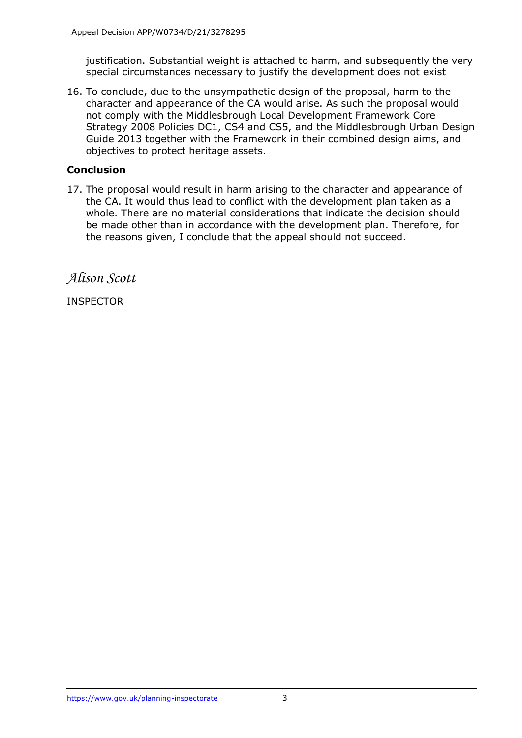justification. Substantial weight is attached to harm, and subsequently the very special circumstances necessary to justify the development does not exist

16. To conclude, due to the unsympathetic design of the proposal, harm to the character and appearance of the CA would arise. As such the proposal would not comply with the Middlesbrough Local Development Framework Core Strategy 2008 Policies DC1, CS4 and CS5, and the Middlesbrough Urban Design Guide 2013 together with the Framework in their combined design aims, and objectives to protect heritage assets.

## Conclusion

17. The proposal would result in harm arising to the character and appearance of the CA. It would thus lead to conflict with the development plan taken as a whole. There are no material considerations that indicate the decision should be made other than in accordance with the development plan. Therefore, for the reasons given, I conclude that the appeal should not succeed.

*Alison Scott*

INSPECTOR